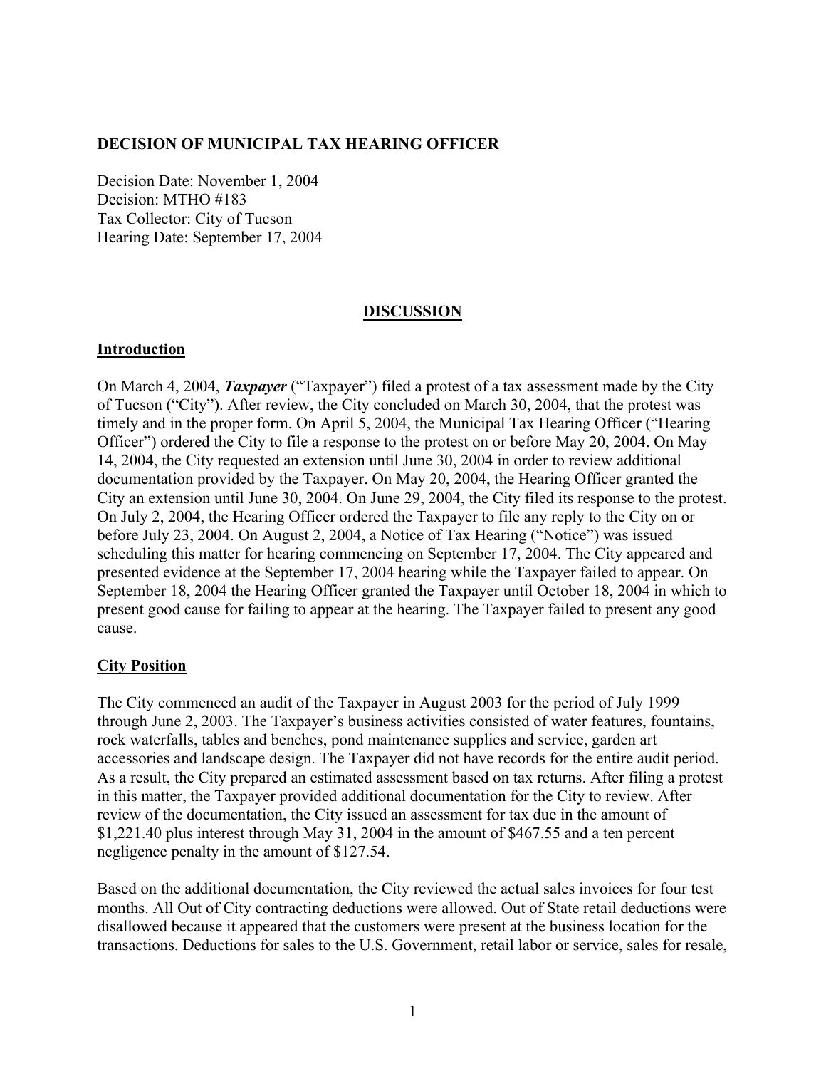**DECISION OF MUNICIPAL TAX HEARING OFFICER**

Decision Date: November 1, 2004
Decision: MTHO #183
Tax Collector: City of Tucson
Hearing Date: September 17, 2004

## DISCUSSION

### Introduction

On March 4, 2004, ***Taxpayer*** ("Taxpayer") filed a protest of a tax assessment made by the City of Tucson ("City"). After review, the City concluded on March 30, 2004, that the protest was timely and in the proper form. On April 5, 2004, the Municipal Tax Hearing Officer ("Hearing Officer") ordered the City to file a response to the protest on or before May 20, 2004. On May 14, 2004, the City requested an extension until June 30, 2004 in order to review additional documentation provided by the Taxpayer. On May 20, 2004, the Hearing Officer granted the City an extension until June 30, 2004. On June 29, 2004, the City filed its response to the protest. On July 2, 2004, the Hearing Officer ordered the Taxpayer to file any reply to the City on or before July 23, 2004. On August 2, 2004, a Notice of Tax Hearing ("Notice") was issued scheduling this matter for hearing commencing on September 17, 2004. The City appeared and presented evidence at the September 17, 2004 hearing while the Taxpayer failed to appear. On September 18, 2004 the Hearing Officer granted the Taxpayer until October 18, 2004 in which to present good cause for failing to appear at the hearing. The Taxpayer failed to present any good cause.

### City Position

The City commenced an audit of the Taxpayer in August 2003 for the period of July 1999 through June 2, 2003. The Taxpayer's business activities consisted of water features, fountains, rock waterfalls, tables and benches, pond maintenance supplies and service, garden art accessories and landscape design. The Taxpayer did not have records for the entire audit period. As a result, the City prepared an estimated assessment based on tax returns. After filing a protest in this matter, the Taxpayer provided additional documentation for the City to review. After review of the documentation, the City issued an assessment for tax due in the amount of $1,221.40 plus interest through May 31, 2004 in the amount of $467.55 and a ten percent negligence penalty in the amount of $127.54.

Based on the additional documentation, the City reviewed the actual sales invoices for four test months. All Out of City contracting deductions were allowed. Out of State retail deductions were disallowed because it appeared that the customers were present at the business location for the transactions. Deductions for sales to the U.S. Government, retail labor or service, sales for resale,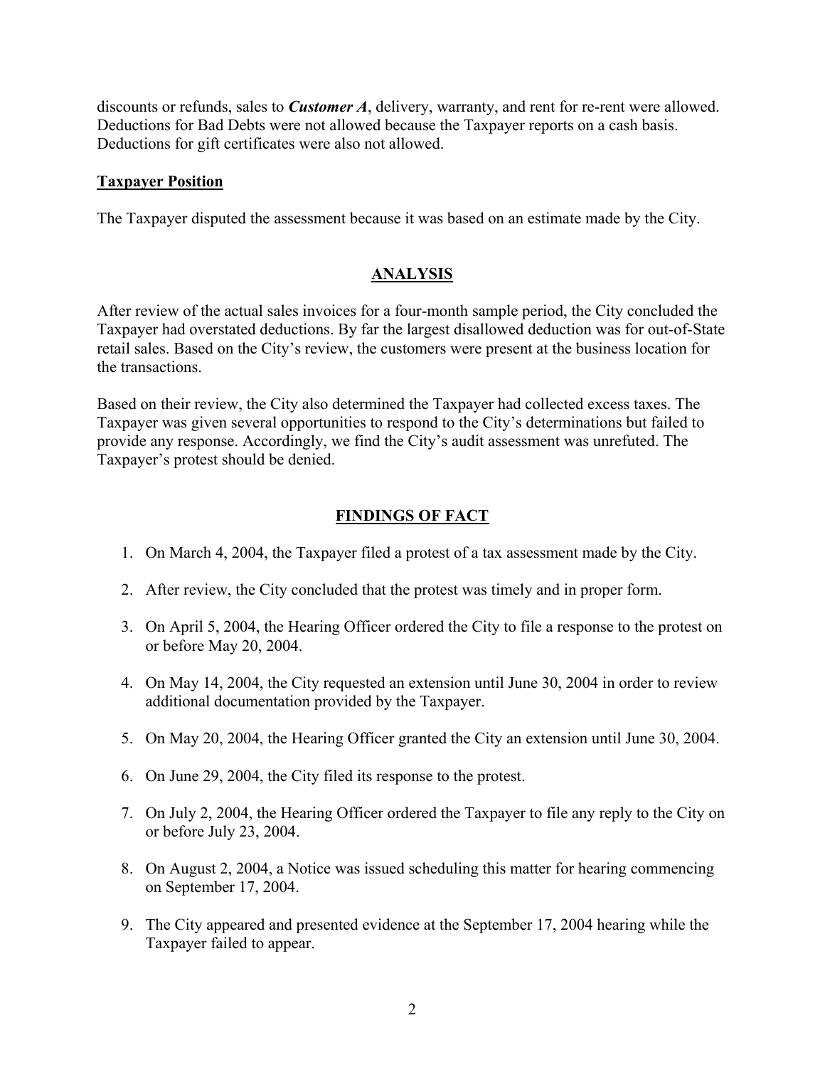discounts or refunds, sales to ***Customer A***, delivery, warranty, and rent for re-rent were allowed. Deductions for Bad Debts were not allowed because the Taxpayer reports on a cash basis. Deductions for gift certificates were also not allowed.

**Taxpayer Position**

The Taxpayer disputed the assessment because it was based on an estimate made by the City.

## ANALYSIS

After review of the actual sales invoices for a four-month sample period, the City concluded the Taxpayer had overstated deductions. By far the largest disallowed deduction was for out-of-State retail sales. Based on the City's review, the customers were present at the business location for the transactions.

Based on their review, the City also determined the Taxpayer had collected excess taxes. The Taxpayer was given several opportunities to respond to the City's determinations but failed to provide any response. Accordingly, we find the City's audit assessment was unrefuted. The Taxpayer's protest should be denied.

## FINDINGS OF FACT

1. On March 4, 2004, the Taxpayer filed a protest of a tax assessment made by the City.
2. After review, the City concluded that the protest was timely and in proper form.
3. On April 5, 2004, the Hearing Officer ordered the City to file a response to the protest on or before May 20, 2004.
4. On May 14, 2004, the City requested an extension until June 30, 2004 in order to review additional documentation provided by the Taxpayer.
5. On May 20, 2004, the Hearing Officer granted the City an extension until June 30, 2004.
6. On June 29, 2004, the City filed its response to the protest.
7. On July 2, 2004, the Hearing Officer ordered the Taxpayer to file any reply to the City on or before July 23, 2004.
8. On August 2, 2004, a Notice was issued scheduling this matter for hearing commencing on September 17, 2004.
9. The City appeared and presented evidence at the September 17, 2004 hearing while the Taxpayer failed to appear.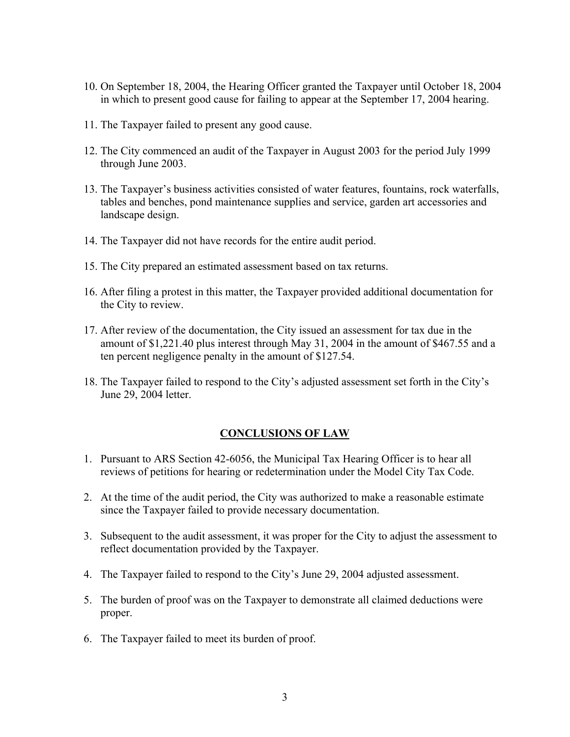10. On September 18, 2004, the Hearing Officer granted the Taxpayer until October 18, 2004 in which to present good cause for failing to appear at the September 17, 2004 hearing.

11. The Taxpayer failed to present any good cause.

12. The City commenced an audit of the Taxpayer in August 2003 for the period July 1999 through June 2003.

13. The Taxpayer's business activities consisted of water features, fountains, rock waterfalls, tables and benches, pond maintenance supplies and service, garden art accessories and landscape design.

14. The Taxpayer did not have records for the entire audit period.

15. The City prepared an estimated assessment based on tax returns.

16. After filing a protest in this matter, the Taxpayer provided additional documentation for the City to review.

17. After review of the documentation, the City issued an assessment for tax due in the amount of $1,221.40 plus interest through May 31, 2004 in the amount of $467.55 and a ten percent negligence penalty in the amount of $127.54.

18. The Taxpayer failed to respond to the City's adjusted assessment set forth in the City's June 29, 2004 letter.

## CONCLUSIONS OF LAW

1. Pursuant to ARS Section 42-6056, the Municipal Tax Hearing Officer is to hear all reviews of petitions for hearing or redetermination under the Model City Tax Code.

2. At the time of the audit period, the City was authorized to make a reasonable estimate since the Taxpayer failed to provide necessary documentation.

3. Subsequent to the audit assessment, it was proper for the City to adjust the assessment to reflect documentation provided by the Taxpayer.

4. The Taxpayer failed to respond to the City's June 29, 2004 adjusted assessment.

5. The burden of proof was on the Taxpayer to demonstrate all claimed deductions were proper.

6. The Taxpayer failed to meet its burden of proof.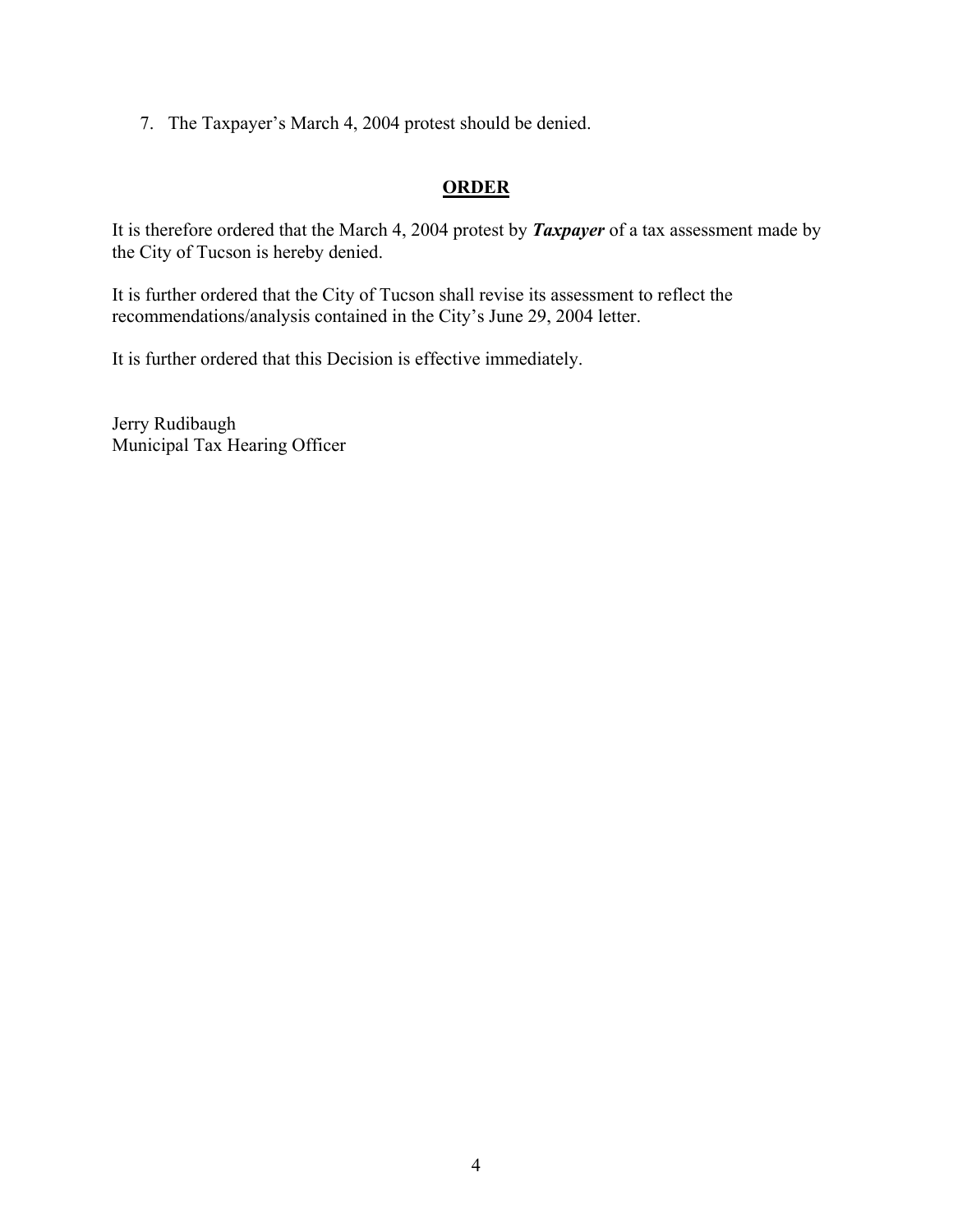7. The Taxpayer's March 4, 2004 protest should be denied.

## ORDER

It is therefore ordered that the March 4, 2004 protest by ***Taxpayer*** of a tax assessment made by the City of Tucson is hereby denied.

It is further ordered that the City of Tucson shall revise its assessment to reflect the recommendations/analysis contained in the City's June 29, 2004 letter.

It is further ordered that this Decision is effective immediately.

Jerry Rudibaugh
Municipal Tax Hearing Officer